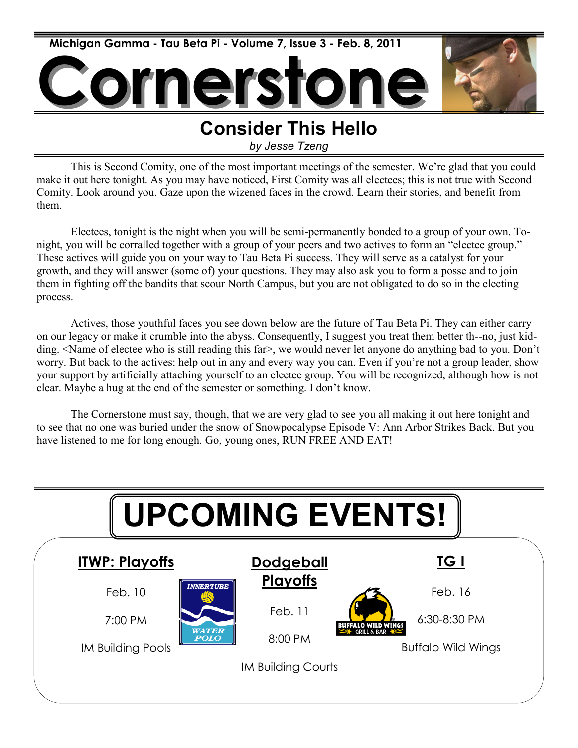Michigan Gamma - Tau Beta Pi - Volume 7, Issue 3 - Feb. 8, 2011

# Cornerstone

## Consider This Hello

*by Jesse Tzeng*

This is Second Comity, one of the most important meetings of the semester. We're glad that you could make it out here tonight. As you may have noticed, First Comity was all electees; this is not true with Second Comity. Look around you. Gaze upon the wizened faces in the crowd. Learn their stories, and benefit from them.

Electees, tonight is the night when you will be semi-permanently bonded to a group of your own. Tonight, you will be corralled together with a group of your peers and two actives to form an "electee group." These actives will guide you on your way to Tau Beta Pi success. They will serve as a catalyst for your growth, and they will answer (some of) your questions. They may also ask you to form a posse and to join them in fighting off the bandits that scour North Campus, but you are not obligated to do so in the electing process.

Actives, those youthful faces you see down below are the future of Tau Beta Pi. They can either carry on our legacy or make it crumble into the abyss. Consequently, I suggest you treat them better th--no, just kidding. <Name of electee who is still reading this far>, we would never let anyone do anything bad to you. Don't worry. But back to the actives: help out in any and every way you can. Even if you're not a group leader, show your support by artificially attaching yourself to an electee group. You will be recognized, although how is not clear. Maybe a hug at the end of the semester or something. I don't know.

The Cornerstone must say, though, that we are very glad to see you all making it out here tonight and to see that no one was buried under the snow of Snowpocalypse Episode V: Ann Arbor Strikes Back. But you have listened to me for long enough. Go, young ones, RUN FREE AND EAT!

# UPCOMING EVENTS!

**ITWP: Playoffs**

Feb. 10

7:00 PM

IM Building Pools

**Dodgeball Playoffs**

Feb. 11

8:00 PM

IM Building Courts

**TG I**

Feb. 16

6:30-8:30 PM

Buffalo Wild Wings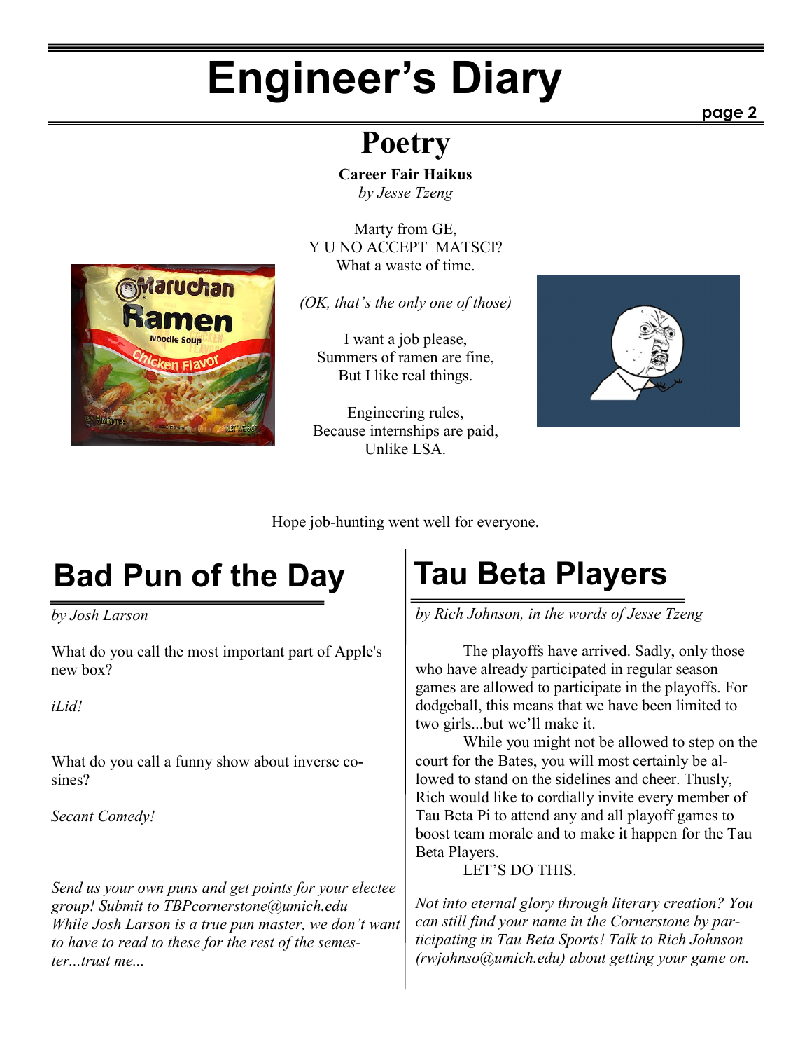# Engineer's Diary

## Poetry

**Career Fair Haikus**
*by Jesse Tzeng*

Marty from GE,
Y U NO ACCEPT MATSCI?
What a waste of time.

*(OK, that's the only one of those)*

I want a job please,
Summers of ramen are fine,
But I like real things.

Engineering rules,
Because internships are paid,
Unlike LSA.

Hope job-hunting went well for everyone.

## Bad Pun of the Day

*by Josh Larson*

What do you call the most important part of Apple's new box?

*iLid!*

What do you call a funny show about inverse cosines?

*Secant Comedy!*

*Send us your own puns and get points for your electee group! Submit to TBPcornerstone@umich.edu*
*While Josh Larson is a true pun master, we don't want to have to read to these for the rest of the semester...trust me...*

## Tau Beta Players

*by Rich Johnson, in the words of Jesse Tzeng*

The playoffs have arrived. Sadly, only those who have already participated in regular season games are allowed to participate in the playoffs. For dodgeball, this means that we have been limited to two girls...but we'll make it.

While you might not be allowed to step on the court for the Bates, you will most certainly be allowed to stand on the sidelines and cheer. Thusly, Rich would like to cordially invite every member of Tau Beta Pi to attend any and all playoff games to boost team morale and to make it happen for the Tau Beta Players.

LET'S DO THIS.

*Not into eternal glory through literary creation? You can still find your name in the Cornerstone by participating in Tau Beta Sports! Talk to Rich Johnson (rwjohnso@umich.edu) about getting your game on.*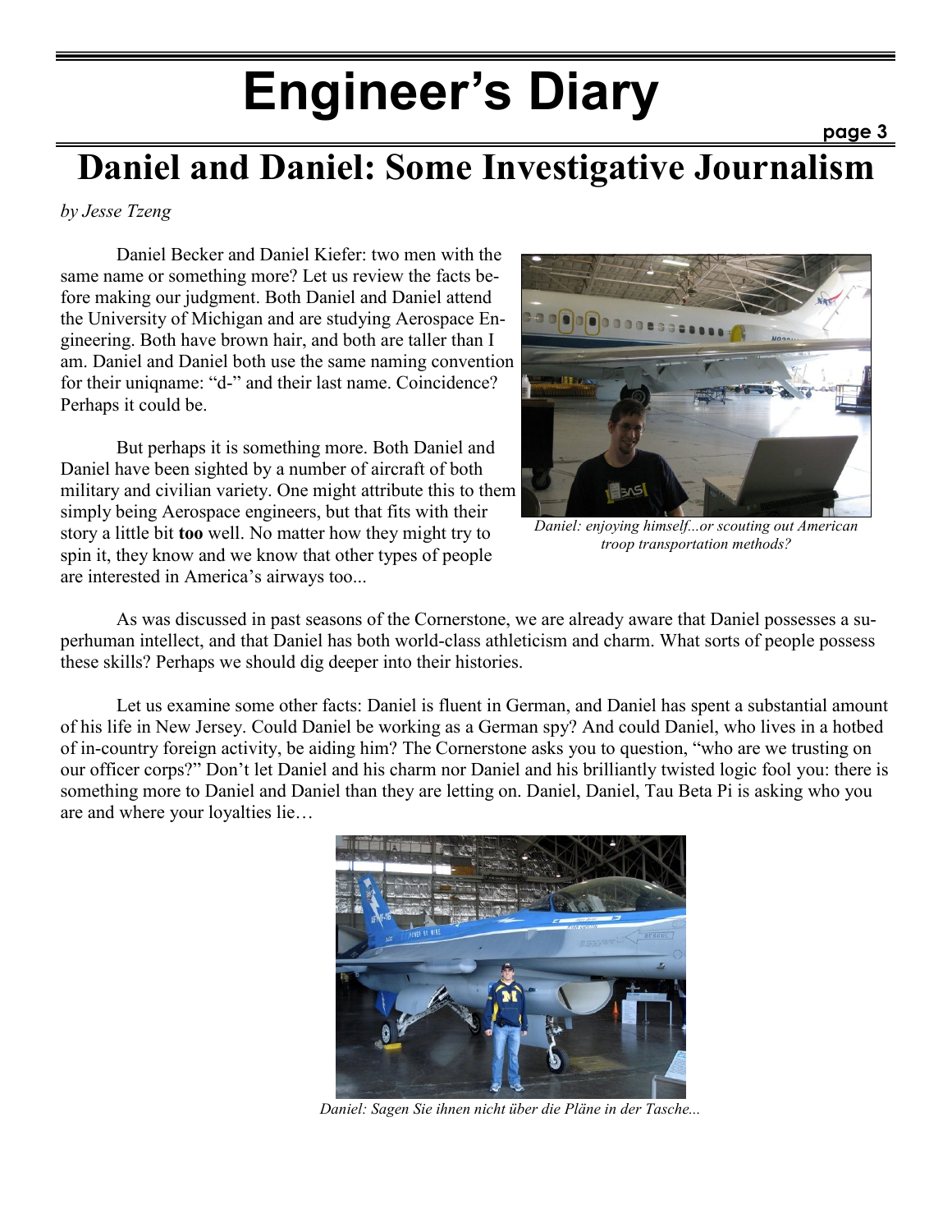# Engineer's Diary

## Daniel and Daniel: Some Investigative Journalism

*by Jesse Tzeng*

Daniel Becker and Daniel Kiefer: two men with the same name or something more? Let us review the facts before making our judgment. Both Daniel and Daniel attend the University of Michigan and are studying Aerospace Engineering. Both have brown hair, and both are taller than I am. Daniel and Daniel both use the same naming convention for their uniqname: "d-" and their last name. Coincidence? Perhaps it could be.

But perhaps it is something more. Both Daniel and Daniel have been sighted by a number of aircraft of both military and civilian variety. One might attribute this to them simply being Aerospace engineers, but that fits with their story a little bit **too** well. No matter how they might try to spin it, they know and we know that other types of people are interested in America's airways too...

*Daniel: enjoying himself...or scouting out American troop transportation methods?*

As was discussed in past seasons of the Cornerstone, we are already aware that Daniel possesses a superhuman intellect, and that Daniel has both world-class athleticism and charm. What sorts of people possess these skills? Perhaps we should dig deeper into their histories.

Let us examine some other facts: Daniel is fluent in German, and Daniel has spent a substantial amount of his life in New Jersey. Could Daniel be working as a German spy? And could Daniel, who lives in a hotbed of in-country foreign activity, be aiding him? The Cornerstone asks you to question, "who are we trusting on our officer corps?" Don't let Daniel and his charm nor Daniel and his brilliantly twisted logic fool you: there is something more to Daniel and Daniel than they are letting on. Daniel, Daniel, Tau Beta Pi is asking who you are and where your loyalties lie…

*Daniel: Sagen Sie ihnen nicht über die Pläne in der Tasche...*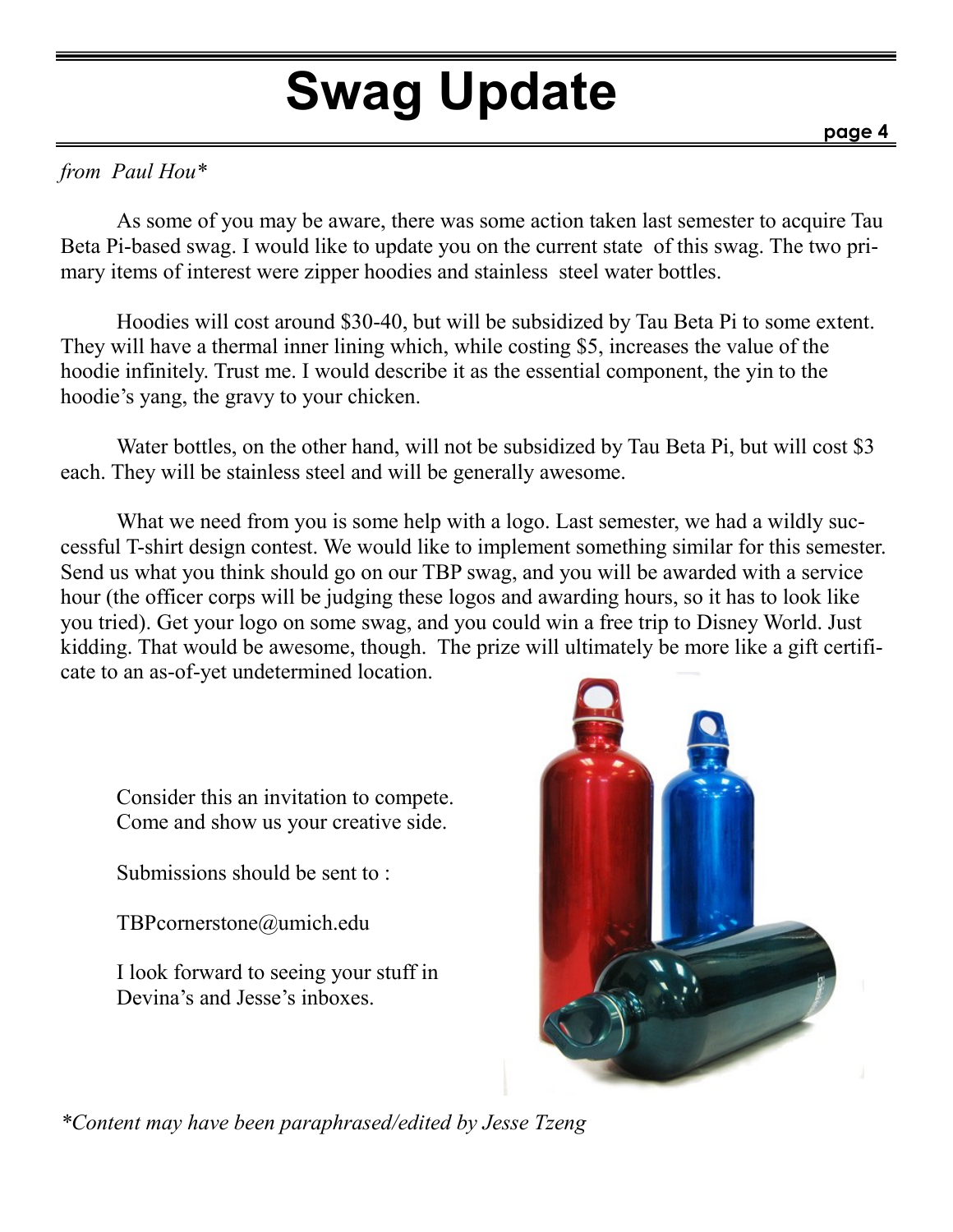# Swag Update

*from Paul Hou**

As some of you may be aware, there was some action taken last semester to acquire Tau Beta Pi-based swag. I would like to update you on the current state of this swag. The two primary items of interest were zipper hoodies and stainless steel water bottles.

Hoodies will cost around $30-40, but will be subsidized by Tau Beta Pi to some extent. They will have a thermal inner lining which, while costing $5, increases the value of the hoodie infinitely. Trust me. I would describe it as the essential component, the yin to the hoodie's yang, the gravy to your chicken.

Water bottles, on the other hand, will not be subsidized by Tau Beta Pi, but will cost $3 each. They will be stainless steel and will be generally awesome.

What we need from you is some help with a logo. Last semester, we had a wildly successful T-shirt design contest. We would like to implement something similar for this semester. Send us what you think should go on our TBP swag, and you will be awarded with a service hour (the officer corps will be judging these logos and awarding hours, so it has to look like you tried). Get your logo on some swag, and you could win a free trip to Disney World. Just kidding. That would be awesome, though. The prize will ultimately be more like a gift certificate to an as-of-yet undetermined location.

Consider this an invitation to compete. Come and show us your creative side.

Submissions should be sent to :

TBPcornerstone@umich.edu

I look forward to seeing your stuff in Devina's and Jesse's inboxes.

**Content may have been paraphrased/edited by Jesse Tzeng*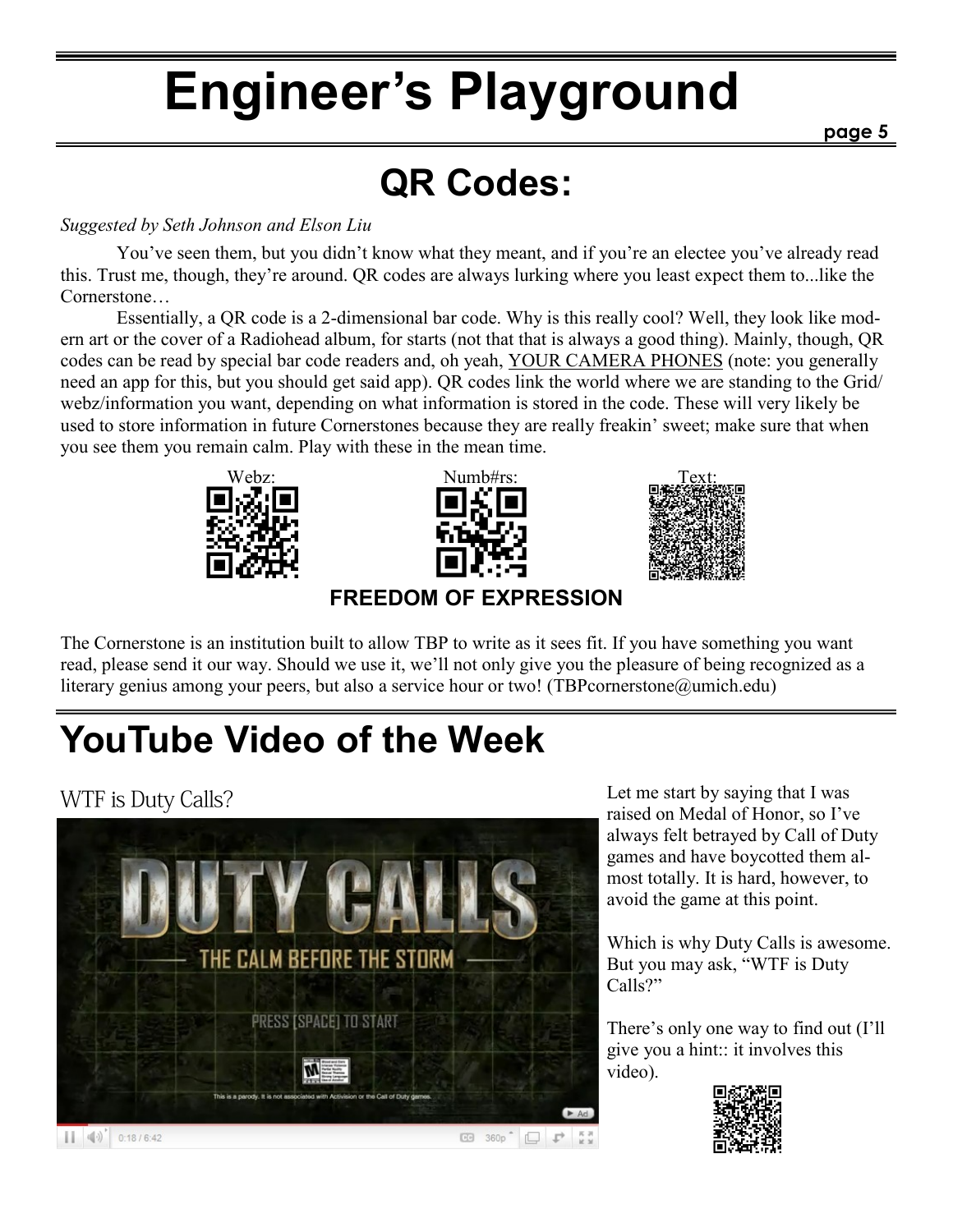# Engineer's Playground

## QR Codes:

*Suggested by Seth Johnson and Elson Liu*

You've seen them, but you didn't know what they meant, and if you're an electee you've already read this. Trust me, though, they're around. QR codes are always lurking where you least expect them to...like the Cornerstone…

Essentially, a QR code is a 2-dimensional bar code. Why is this really cool? Well, they look like modern art or the cover of a Radiohead album, for starts (not that that is always a good thing). Mainly, though, QR codes can be read by special bar code readers and, oh yeah, YOUR CAMERA PHONES (note: you generally need an app for this, but you should get said app). QR codes link the world where we are standing to the Grid/ webz/information you want, depending on what information is stored in the code. These will very likely be used to store information in future Cornerstones because they are really freakin' sweet; make sure that when you see them you remain calm. Play with these in the mean time.

Webz:

Numb#rs:

Text:

### FREEDOM OF EXPRESSION

The Cornerstone is an institution built to allow TBP to write as it sees fit. If you have something you want read, please send it our way. Should we use it, we'll not only give you the pleasure of being recognized as a literary genius among your peers, but also a service hour or two! (TBPcornerstone@umich.edu)

## YouTube Video of the Week

WTF is Duty Calls?

Let me start by saying that I was raised on Medal of Honor, so I've always felt betrayed by Call of Duty games and have boycotted them almost totally. It is hard, however, to avoid the game at this point.

Which is why Duty Calls is awesome. But you may ask, "WTF is Duty Calls?"

There's only one way to find out (I'll give you a hint:: it involves this video).